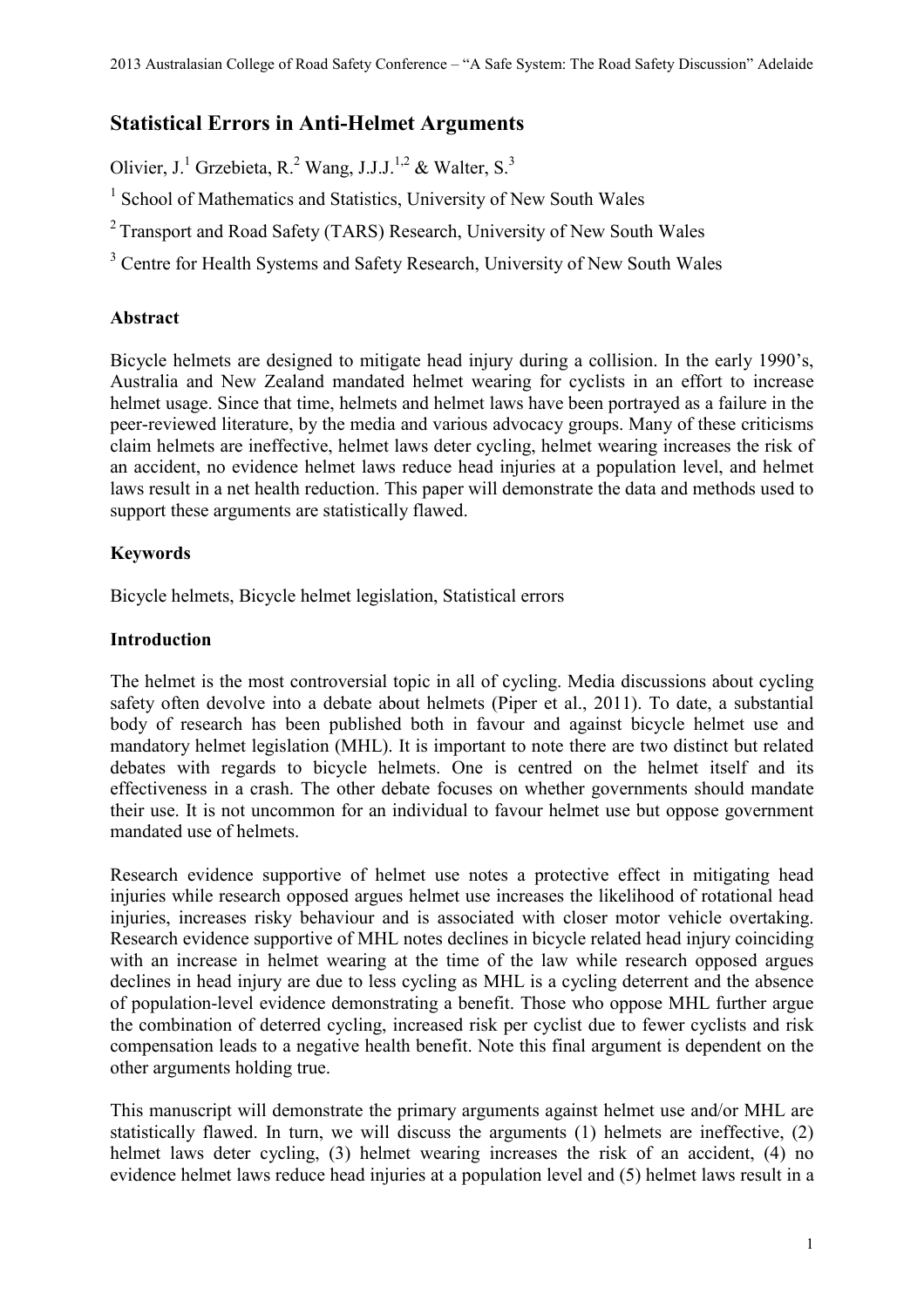# Statistical Errors in Anti-Helmet Arguments

Olivier, J.[1] Grzebieta, R.[2] Wang, J.J.J.[1,2] & Walter, S.[3]

[1] School of Mathematics and Statistics, University of New South Wales

[2] Transport and Road Safety (TARS) Research, University of New South Wales

[3] Centre for Health Systems and Safety Research, University of New South Wales

## Abstract

Bicycle helmets are designed to mitigate head injury during a collision. In the early 1990's, Australia and New Zealand mandated helmet wearing for cyclists in an effort to increase helmet usage. Since that time, helmets and helmet laws have been portrayed as a failure in the peer-reviewed literature, by the media and various advocacy groups. Many of these criticisms claim helmets are ineffective, helmet laws deter cycling, helmet wearing increases the risk of an accident, no evidence helmet laws reduce head injuries at a population level, and helmet laws result in a net health reduction. This paper will demonstrate the data and methods used to support these arguments are statistically flawed.

## Keywords

Bicycle helmets, Bicycle helmet legislation, Statistical errors

## Introduction

The helmet is the most controversial topic in all of cycling. Media discussions about cycling safety often devolve into a debate about helmets (Piper et al., 2011). To date, a substantial body of research has been published both in favour and against bicycle helmet use and mandatory helmet legislation (MHL). It is important to note there are two distinct but related debates with regards to bicycle helmets. One is centred on the helmet itself and its effectiveness in a crash. The other debate focuses on whether governments should mandate their use. It is not uncommon for an individual to favour helmet use but oppose government mandated use of helmets.

Research evidence supportive of helmet use notes a protective effect in mitigating head injuries while research opposed argues helmet use increases the likelihood of rotational head injuries, increases risky behaviour and is associated with closer motor vehicle overtaking. Research evidence supportive of MHL notes declines in bicycle related head injury coinciding with an increase in helmet wearing at the time of the law while research opposed argues declines in head injury are due to less cycling as MHL is a cycling deterrent and the absence of population-level evidence demonstrating a benefit. Those who oppose MHL further argue the combination of deterred cycling, increased risk per cyclist due to fewer cyclists and risk compensation leads to a negative health benefit. Note this final argument is dependent on the other arguments holding true.

This manuscript will demonstrate the primary arguments against helmet use and/or MHL are statistically flawed. In turn, we will discuss the arguments (1) helmets are ineffective, (2) helmet laws deter cycling, (3) helmet wearing increases the risk of an accident, (4) no evidence helmet laws reduce head injuries at a population level and (5) helmet laws result in a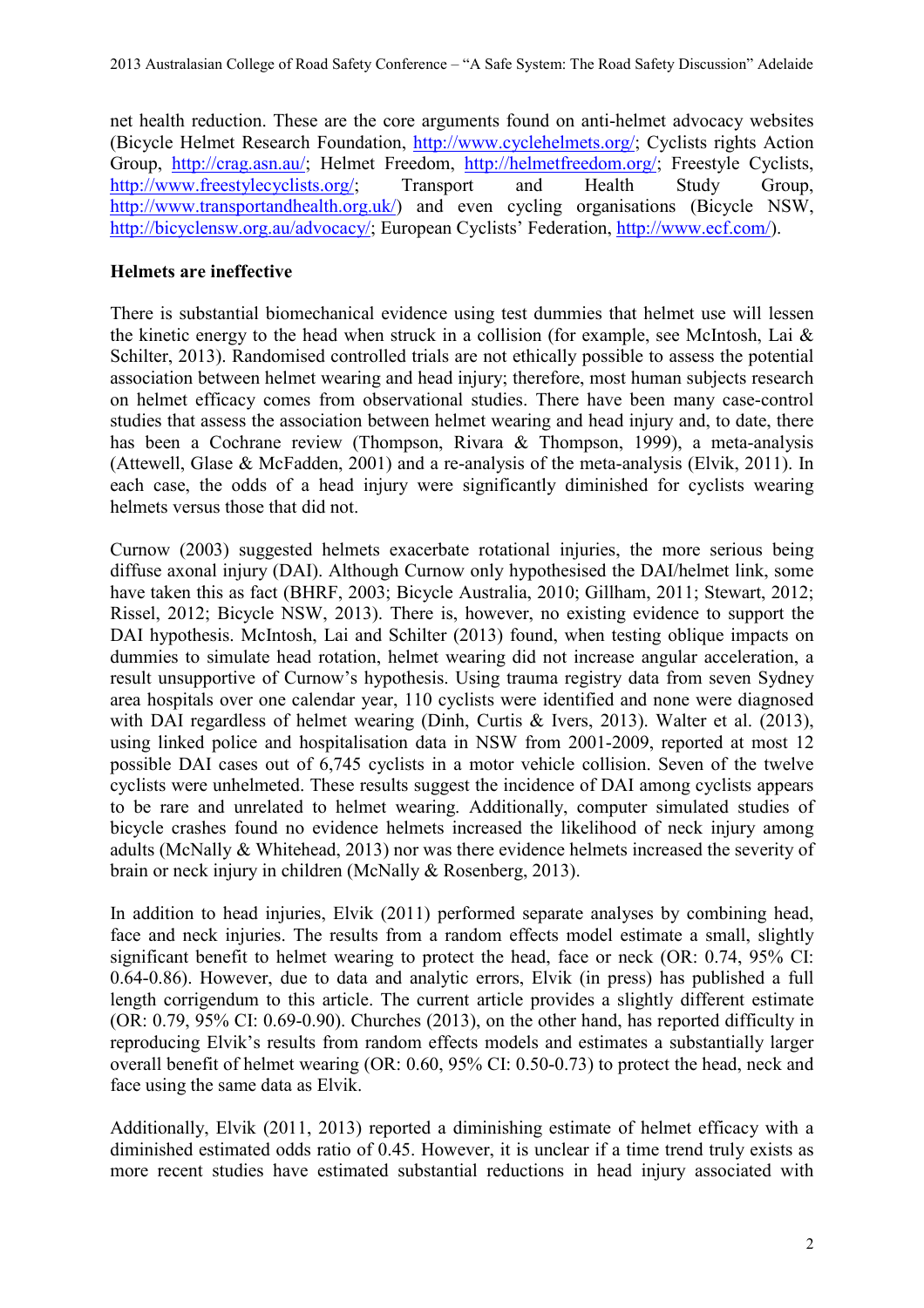net health reduction. These are the core arguments found on anti-helmet advocacy websites (Bicycle Helmet Research Foundation, http://www.cyclehelmets.org/; Cyclists rights Action Group, http://crag.asn.au/; Helmet Freedom, http://helmetfreedom.org/; Freestyle Cyclists, http://www.freestylecyclists.org/; Transport and Health Study Group, http://www.transportandhealth.org.uk/) and even cycling organisations (Bicycle NSW, http://bicyclensw.org.au/advocacy/; European Cyclists' Federation, http://www.ecf.com/).

**Helmets are ineffective**

There is substantial biomechanical evidence using test dummies that helmet use will lessen the kinetic energy to the head when struck in a collision (for example, see McIntosh, Lai & Schilter, 2013). Randomised controlled trials are not ethically possible to assess the potential association between helmet wearing and head injury; therefore, most human subjects research on helmet efficacy comes from observational studies. There have been many case-control studies that assess the association between helmet wearing and head injury and, to date, there has been a Cochrane review (Thompson, Rivara & Thompson, 1999), a meta-analysis (Attewell, Glase & McFadden, 2001) and a re-analysis of the meta-analysis (Elvik, 2011). In each case, the odds of a head injury were significantly diminished for cyclists wearing helmets versus those that did not.

Curnow (2003) suggested helmets exacerbate rotational injuries, the more serious being diffuse axonal injury (DAI). Although Curnow only hypothesised the DAI/helmet link, some have taken this as fact (BHRF, 2003; Bicycle Australia, 2010; Gillham, 2011; Stewart, 2012; Rissel, 2012; Bicycle NSW, 2013). There is, however, no existing evidence to support the DAI hypothesis. McIntosh, Lai and Schilter (2013) found, when testing oblique impacts on dummies to simulate head rotation, helmet wearing did not increase angular acceleration, a result unsupportive of Curnow's hypothesis. Using trauma registry data from seven Sydney area hospitals over one calendar year, 110 cyclists were identified and none were diagnosed with DAI regardless of helmet wearing (Dinh, Curtis & Ivers, 2013). Walter et al. (2013), using linked police and hospitalisation data in NSW from 2001-2009, reported at most 12 possible DAI cases out of 6,745 cyclists in a motor vehicle collision. Seven of the twelve cyclists were unhelmeted. These results suggest the incidence of DAI among cyclists appears to be rare and unrelated to helmet wearing. Additionally, computer simulated studies of bicycle crashes found no evidence helmets increased the likelihood of neck injury among adults (McNally & Whitehead, 2013) nor was there evidence helmets increased the severity of brain or neck injury in children (McNally & Rosenberg, 2013).

In addition to head injuries, Elvik (2011) performed separate analyses by combining head, face and neck injuries. The results from a random effects model estimate a small, slightly significant benefit to helmet wearing to protect the head, face or neck (OR: 0.74, 95% CI: 0.64-0.86). However, due to data and analytic errors, Elvik (in press) has published a full length corrigendum to this article. The current article provides a slightly different estimate (OR: 0.79, 95% CI: 0.69-0.90). Churches (2013), on the other hand, has reported difficulty in reproducing Elvik's results from random effects models and estimates a substantially larger overall benefit of helmet wearing (OR: 0.60, 95% CI: 0.50-0.73) to protect the head, neck and face using the same data as Elvik.

Additionally, Elvik (2011, 2013) reported a diminishing estimate of helmet efficacy with a diminished estimated odds ratio of 0.45. However, it is unclear if a time trend truly exists as more recent studies have estimated substantial reductions in head injury associated with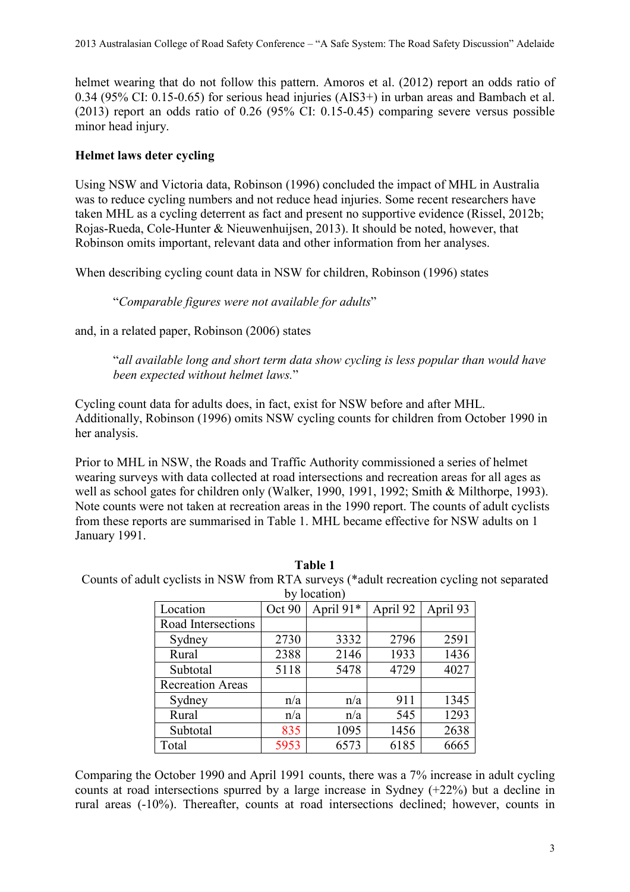helmet wearing that do not follow this pattern. Amoros et al. (2012) report an odds ratio of 0.34 (95% CI: 0.15-0.65) for serious head injuries (AIS3+) in urban areas and Bambach et al. (2013) report an odds ratio of 0.26 (95% CI: 0.15-0.45) comparing severe versus possible minor head injury.

## Helmet laws deter cycling

Using NSW and Victoria data, Robinson (1996) concluded the impact of MHL in Australia was to reduce cycling numbers and not reduce head injuries. Some recent researchers have taken MHL as a cycling deterrent as fact and present no supportive evidence (Rissel, 2012b; Rojas-Rueda, Cole-Hunter & Nieuwenhuijsen, 2013). It should be noted, however, that Robinson omits important, relevant data and other information from her analyses.

When describing cycling count data in NSW for children, Robinson (1996) states

> "*Comparable figures were not available for adults*"

and, in a related paper, Robinson (2006) states

> "*all available long and short term data show cycling is less popular than would have been expected without helmet laws.*"

Cycling count data for adults does, in fact, exist for NSW before and after MHL. Additionally, Robinson (1996) omits NSW cycling counts for children from October 1990 in her analysis.

Prior to MHL in NSW, the Roads and Traffic Authority commissioned a series of helmet wearing surveys with data collected at road intersections and recreation areas for all ages as well as school gates for children only (Walker, 1990, 1991, 1992; Smith & Milthorpe, 1993). Note counts were not taken at recreation areas in the 1990 report. The counts of adult cyclists from these reports are summarised in Table 1. MHL became effective for NSW adults on 1 January 1991.

**Table 1**

Counts of adult cyclists in NSW from RTA surveys (*adult recreation cycling not separated by location)

| Location | Oct 90 | April 91* | April 92 | April 93 |
|---|---|---|---|---|
| Road Intersections | | | | |
| Sydney | 2730 | 3332 | 2796 | 2591 |
| Rural | 2388 | 2146 | 1933 | 1436 |
| Subtotal | 5118 | 5478 | 4729 | 4027 |
| Recreation Areas | | | | |
| Sydney | n/a | n/a | 911 | 1345 |
| Rural | n/a | n/a | 545 | 1293 |
| Subtotal | 835 | 1095 | 1456 | 2638 |
| Total | 5953 | 6573 | 6185 | 6665 |

Comparing the October 1990 and April 1991 counts, there was a 7% increase in adult cycling counts at road intersections spurred by a large increase in Sydney (+22%) but a decline in rural areas (-10%). Thereafter, counts at road intersections declined; however, counts in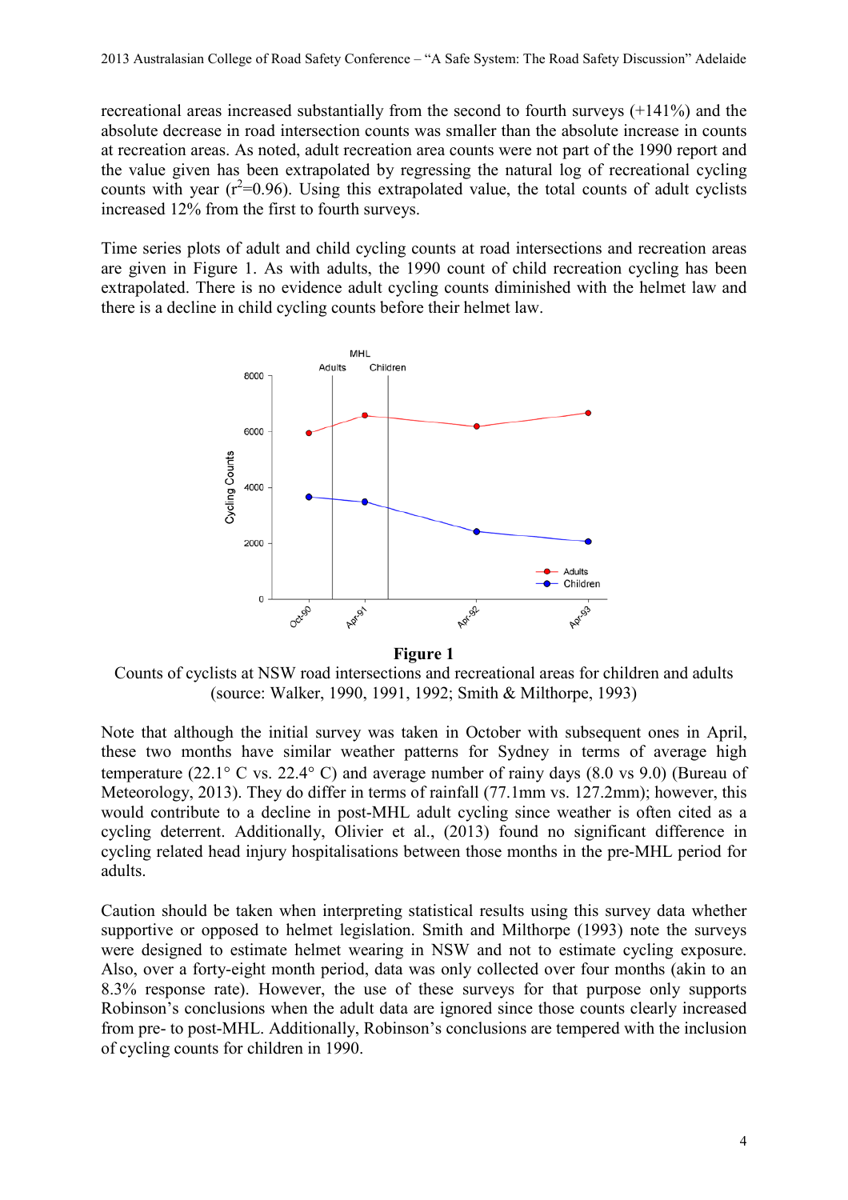recreational areas increased substantially from the second to fourth surveys (+141%) and the absolute decrease in road intersection counts was smaller than the absolute increase in counts at recreation areas. As noted, adult recreation area counts were not part of the 1990 report and the value given has been extrapolated by regressing the natural log of recreational cycling counts with year ($r^2$=0.96). Using this extrapolated value, the total counts of adult cyclists increased 12% from the first to fourth surveys.

Time series plots of adult and child cycling counts at road intersections and recreation areas are given in Figure 1. As with adults, the 1990 count of child recreation cycling has been extrapolated. There is no evidence adult cycling counts diminished with the helmet law and there is a decline in child cycling counts before their helmet law.

**Figure 1**

Counts of cyclists at NSW road intersections and recreational areas for children and adults (source: Walker, 1990, 1991, 1992; Smith & Milthorpe, 1993)

Note that although the initial survey was taken in October with subsequent ones in April, these two months have similar weather patterns for Sydney in terms of average high temperature (22.1° C vs. 22.4° C) and average number of rainy days (8.0 vs 9.0) (Bureau of Meteorology, 2013). They do differ in terms of rainfall (77.1mm vs. 127.2mm); however, this would contribute to a decline in post-MHL adult cycling since weather is often cited as a cycling deterrent. Additionally, Olivier et al., (2013) found no significant difference in cycling related head injury hospitalisations between those months in the pre-MHL period for adults.

Caution should be taken when interpreting statistical results using this survey data whether supportive or opposed to helmet legislation. Smith and Milthorpe (1993) note the surveys were designed to estimate helmet wearing in NSW and not to estimate cycling exposure. Also, over a forty-eight month period, data was only collected over four months (akin to an 8.3% response rate). However, the use of these surveys for that purpose only supports Robinson's conclusions when the adult data are ignored since those counts clearly increased from pre- to post-MHL. Additionally, Robinson's conclusions are tempered with the inclusion of cycling counts for children in 1990.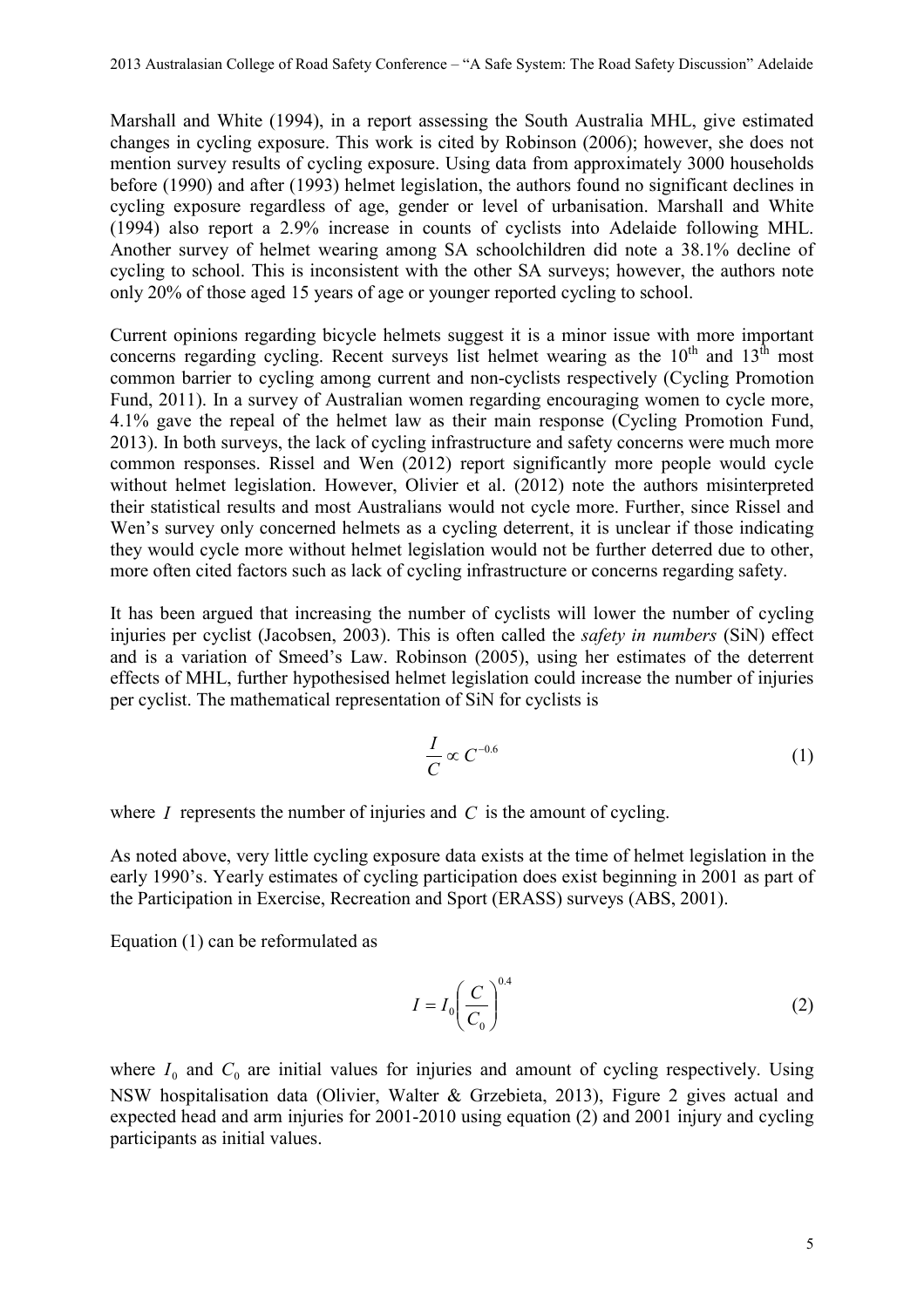Marshall and White (1994), in a report assessing the South Australia MHL, give estimated changes in cycling exposure. This work is cited by Robinson (2006); however, she does not mention survey results of cycling exposure. Using data from approximately 3000 households before (1990) and after (1993) helmet legislation, the authors found no significant declines in cycling exposure regardless of age, gender or level of urbanisation. Marshall and White (1994) also report a 2.9% increase in counts of cyclists into Adelaide following MHL. Another survey of helmet wearing among SA schoolchildren did note a 38.1% decline of cycling to school. This is inconsistent with the other SA surveys; however, the authors note only 20% of those aged 15 years of age or younger reported cycling to school.

Current opinions regarding bicycle helmets suggest it is a minor issue with more important concerns regarding cycling. Recent surveys list helmet wearing as the 10th and 13th most common barrier to cycling among current and non-cyclists respectively (Cycling Promotion Fund, 2011). In a survey of Australian women regarding encouraging women to cycle more, 4.1% gave the repeal of the helmet law as their main response (Cycling Promotion Fund, 2013). In both surveys, the lack of cycling infrastructure and safety concerns were much more common responses. Rissel and Wen (2012) report significantly more people would cycle without helmet legislation. However, Olivier et al. (2012) note the authors misinterpreted their statistical results and most Australians would not cycle more. Further, since Rissel and Wen's survey only concerned helmets as a cycling deterrent, it is unclear if those indicating they would cycle more without helmet legislation would not be further deterred due to other, more often cited factors such as lack of cycling infrastructure or concerns regarding safety.

It has been argued that increasing the number of cyclists will lower the number of cycling injuries per cyclist (Jacobsen, 2003). This is often called the *safety in numbers* (SiN) effect and is a variation of Smeed's Law. Robinson (2005), using her estimates of the deterrent effects of MHL, further hypothesised helmet legislation could increase the number of injuries per cyclist. The mathematical representation of SiN for cyclists is

$$\frac{I}{C} \propto C^{-0.6} \tag{1}$$

where $I$ represents the number of injuries and $C$ is the amount of cycling.

As noted above, very little cycling exposure data exists at the time of helmet legislation in the early 1990's. Yearly estimates of cycling participation does exist beginning in 2001 as part of the Participation in Exercise, Recreation and Sport (ERASS) surveys (ABS, 2001).

Equation (1) can be reformulated as

$$I = I_0 \left( \frac{C}{C_0} \right)^{0.4} \tag{2}$$

where $I_0$ and $C_0$ are initial values for injuries and amount of cycling respectively. Using NSW hospitalisation data (Olivier, Walter & Grzebieta, 2013), Figure 2 gives actual and expected head and arm injuries for 2001-2010 using equation (2) and 2001 injury and cycling participants as initial values.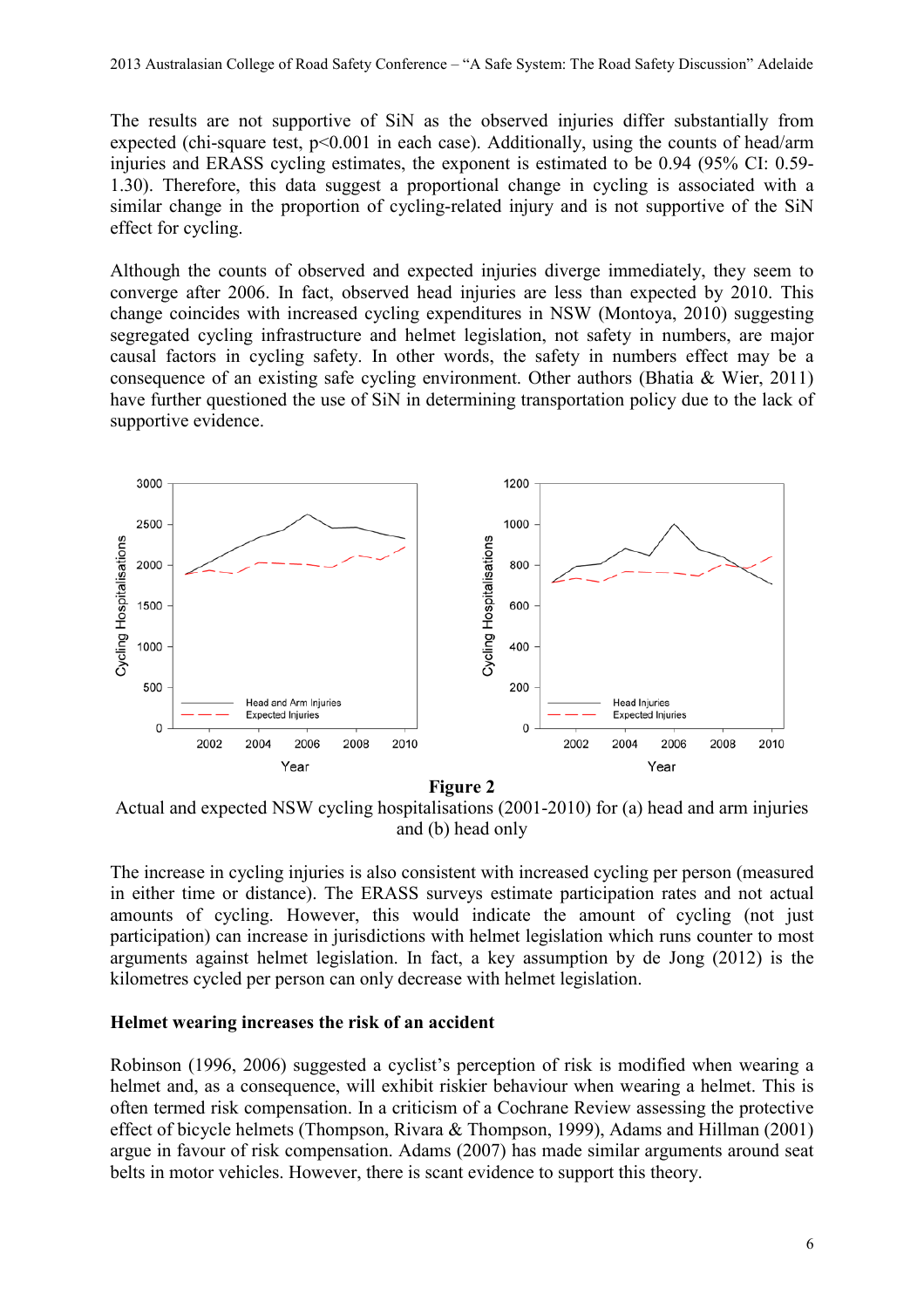The results are not supportive of SiN as the observed injuries differ substantially from expected (chi-square test, $p<0.001$ in each case). Additionally, using the counts of head/arm injuries and ERASS cycling estimates, the exponent is estimated to be 0.94 (95% CI: 0.59-1.30). Therefore, this data suggest a proportional change in cycling is associated with a similar change in the proportion of cycling-related injury and is not supportive of the SiN effect for cycling.

Although the counts of observed and expected injuries diverge immediately, they seem to converge after 2006. In fact, observed head injuries are less than expected by 2010. This change coincides with increased cycling expenditures in NSW (Montoya, 2010) suggesting segregated cycling infrastructure and helmet legislation, not safety in numbers, are major causal factors in cycling safety. In other words, the safety in numbers effect may be a consequence of an existing safe cycling environment. Other authors (Bhatia & Wier, 2011) have further questioned the use of SiN in determining transportation policy due to the lack of supportive evidence.

**Figure 2**

Actual and expected NSW cycling hospitalisations (2001-2010) for (a) head and arm injuries and (b) head only

The increase in cycling injuries is also consistent with increased cycling per person (measured in either time or distance). The ERASS surveys estimate participation rates and not actual amounts of cycling. However, this would indicate the amount of cycling (not just participation) can increase in jurisdictions with helmet legislation which runs counter to most arguments against helmet legislation. In fact, a key assumption by de Jong (2012) is the kilometres cycled per person can only decrease with helmet legislation.

**Helmet wearing increases the risk of an accident**

Robinson (1996, 2006) suggested a cyclist's perception of risk is modified when wearing a helmet and, as a consequence, will exhibit riskier behaviour when wearing a helmet. This is often termed risk compensation. In a criticism of a Cochrane Review assessing the protective effect of bicycle helmets (Thompson, Rivara & Thompson, 1999), Adams and Hillman (2001) argue in favour of risk compensation. Adams (2007) has made similar arguments around seat belts in motor vehicles. However, there is scant evidence to support this theory.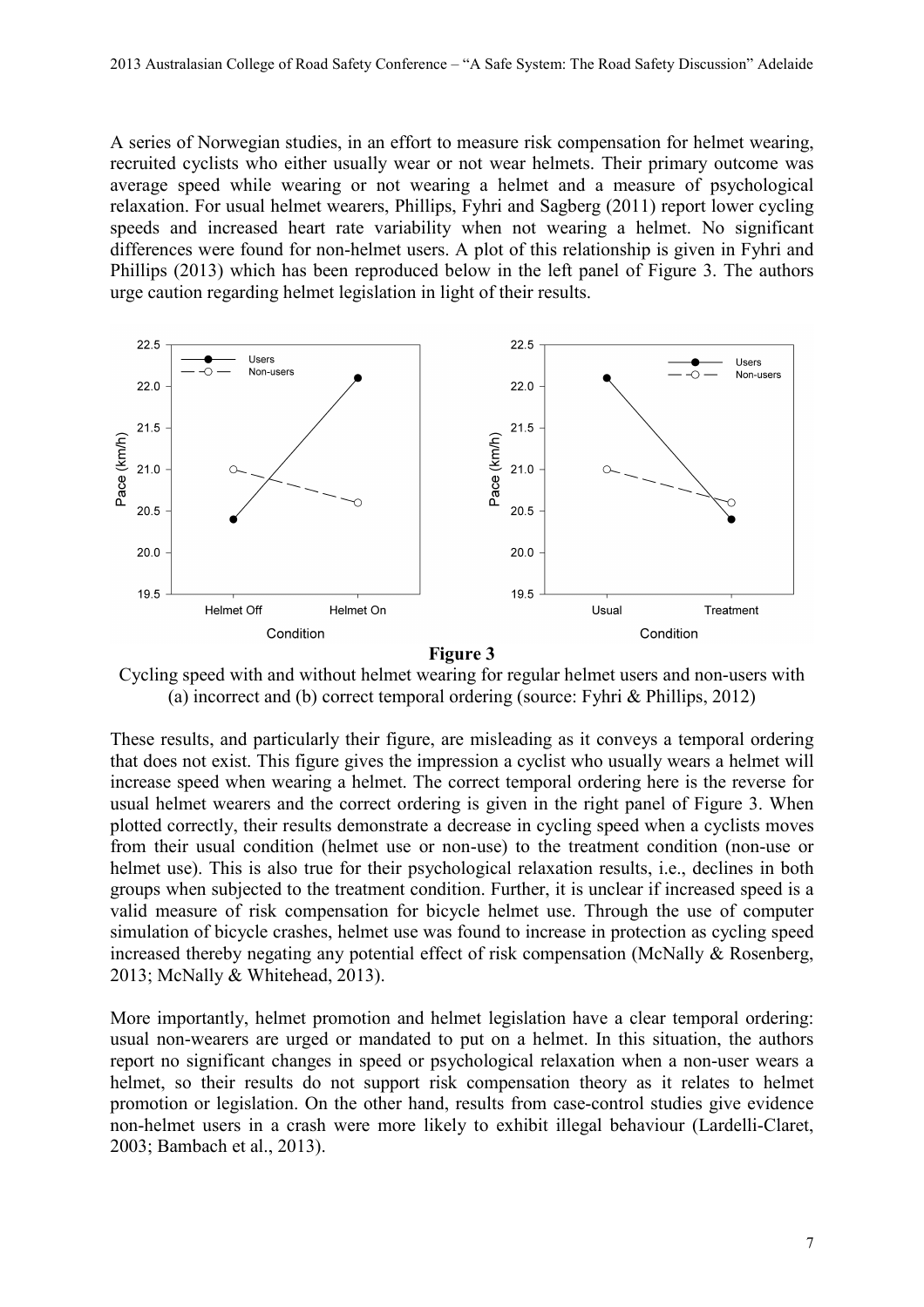A series of Norwegian studies, in an effort to measure risk compensation for helmet wearing, recruited cyclists who either usually wear or not wear helmets. Their primary outcome was average speed while wearing or not wearing a helmet and a measure of psychological relaxation. For usual helmet wearers, Phillips, Fyhri and Sagberg (2011) report lower cycling speeds and increased heart rate variability when not wearing a helmet. No significant differences were found for non-helmet users. A plot of this relationship is given in Fyhri and Phillips (2013) which has been reproduced below in the left panel of Figure 3. The authors urge caution regarding helmet legislation in light of their results.

**Figure 3**

Cycling speed with and without helmet wearing for regular helmet users and non-users with (a) incorrect and (b) correct temporal ordering (source: Fyhri & Phillips, 2012)

These results, and particularly their figure, are misleading as it conveys a temporal ordering that does not exist. This figure gives the impression a cyclist who usually wears a helmet will increase speed when wearing a helmet. The correct temporal ordering here is the reverse for usual helmet wearers and the correct ordering is given in the right panel of Figure 3. When plotted correctly, their results demonstrate a decrease in cycling speed when a cyclists moves from their usual condition (helmet use or non-use) to the treatment condition (non-use or helmet use). This is also true for their psychological relaxation results, i.e., declines in both groups when subjected to the treatment condition. Further, it is unclear if increased speed is a valid measure of risk compensation for bicycle helmet use. Through the use of computer simulation of bicycle crashes, helmet use was found to increase in protection as cycling speed increased thereby negating any potential effect of risk compensation (McNally & Rosenberg, 2013; McNally & Whitehead, 2013).

More importantly, helmet promotion and helmet legislation have a clear temporal ordering: usual non-wearers are urged or mandated to put on a helmet. In this situation, the authors report no significant changes in speed or psychological relaxation when a non-user wears a helmet, so their results do not support risk compensation theory as it relates to helmet promotion or legislation. On the other hand, results from case-control studies give evidence non-helmet users in a crash were more likely to exhibit illegal behaviour (Lardelli-Claret, 2003; Bambach et al., 2013).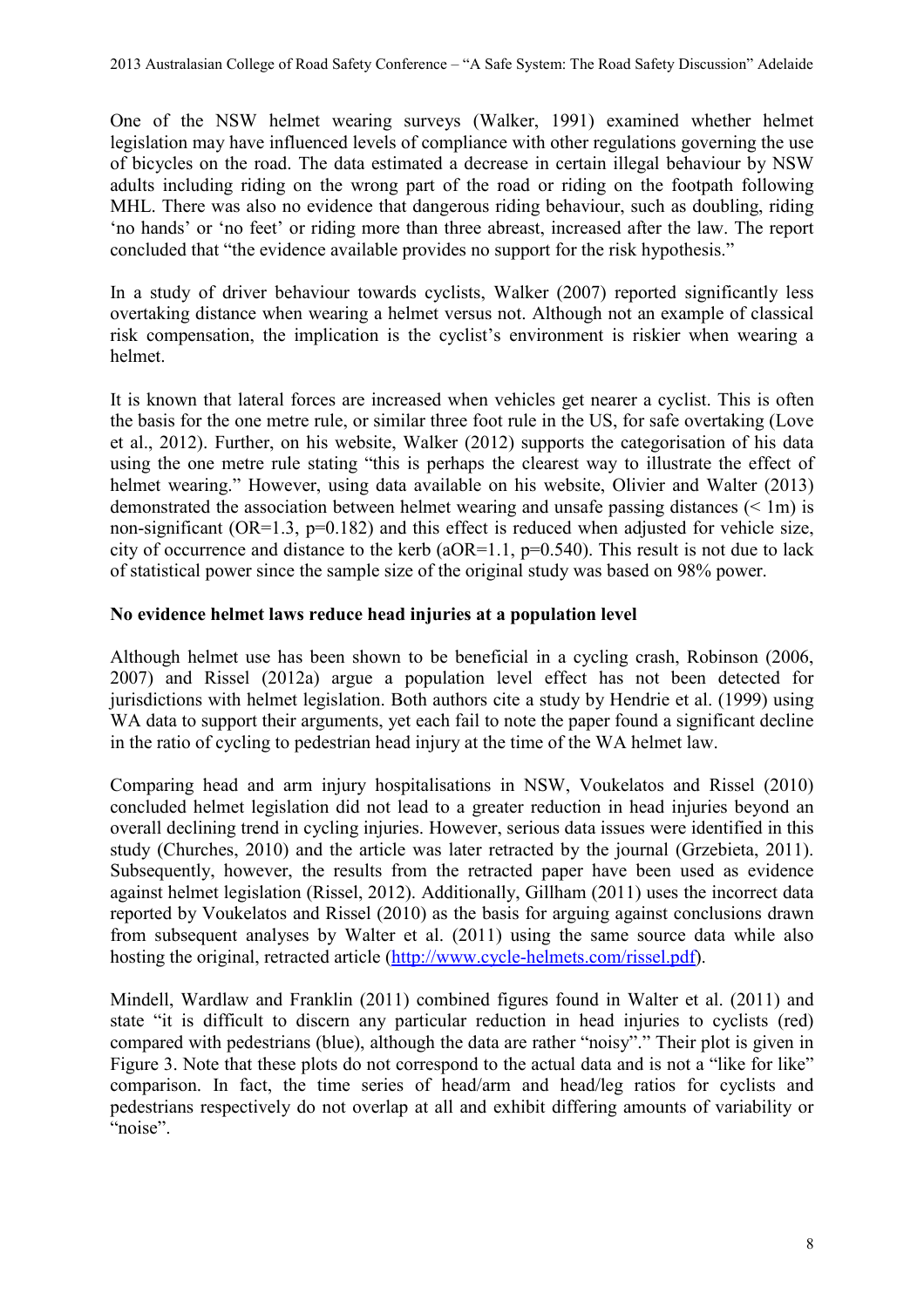One of the NSW helmet wearing surveys (Walker, 1991) examined whether helmet legislation may have influenced levels of compliance with other regulations governing the use of bicycles on the road. The data estimated a decrease in certain illegal behaviour by NSW adults including riding on the wrong part of the road or riding on the footpath following MHL. There was also no evidence that dangerous riding behaviour, such as doubling, riding 'no hands' or 'no feet' or riding more than three abreast, increased after the law. The report concluded that "the evidence available provides no support for the risk hypothesis."

In a study of driver behaviour towards cyclists, Walker (2007) reported significantly less overtaking distance when wearing a helmet versus not. Although not an example of classical risk compensation, the implication is the cyclist's environment is riskier when wearing a helmet.

It is known that lateral forces are increased when vehicles get nearer a cyclist. This is often the basis for the one metre rule, or similar three foot rule in the US, for safe overtaking (Love et al., 2012). Further, on his website, Walker (2012) supports the categorisation of his data using the one metre rule stating "this is perhaps the clearest way to illustrate the effect of helmet wearing." However, using data available on his website, Olivier and Walter (2013) demonstrated the association between helmet wearing and unsafe passing distances (< 1m) is non-significant (OR=1.3, p=0.182) and this effect is reduced when adjusted for vehicle size, city of occurrence and distance to the kerb (aOR=1.1, p=0.540). This result is not due to lack of statistical power since the sample size of the original study was based on 98% power.

**No evidence helmet laws reduce head injuries at a population level**

Although helmet use has been shown to be beneficial in a cycling crash, Robinson (2006, 2007) and Rissel (2012a) argue a population level effect has not been detected for jurisdictions with helmet legislation. Both authors cite a study by Hendrie et al. (1999) using WA data to support their arguments, yet each fail to note the paper found a significant decline in the ratio of cycling to pedestrian head injury at the time of the WA helmet law.

Comparing head and arm injury hospitalisations in NSW, Voukelatos and Rissel (2010) concluded helmet legislation did not lead to a greater reduction in head injuries beyond an overall declining trend in cycling injuries. However, serious data issues were identified in this study (Churches, 2010) and the article was later retracted by the journal (Grzebieta, 2011). Subsequently, however, the results from the retracted paper have been used as evidence against helmet legislation (Rissel, 2012). Additionally, Gillham (2011) uses the incorrect data reported by Voukelatos and Rissel (2010) as the basis for arguing against conclusions drawn from subsequent analyses by Walter et al. (2011) using the same source data while also hosting the original, retracted article (http://www.cycle-helmets.com/rissel.pdf).

Mindell, Wardlaw and Franklin (2011) combined figures found in Walter et al. (2011) and state "it is difficult to discern any particular reduction in head injuries to cyclists (red) compared with pedestrians (blue), although the data are rather "noisy"." Their plot is given in Figure 3. Note that these plots do not correspond to the actual data and is not a "like for like" comparison. In fact, the time series of head/arm and head/leg ratios for cyclists and pedestrians respectively do not overlap at all and exhibit differing amounts of variability or "noise".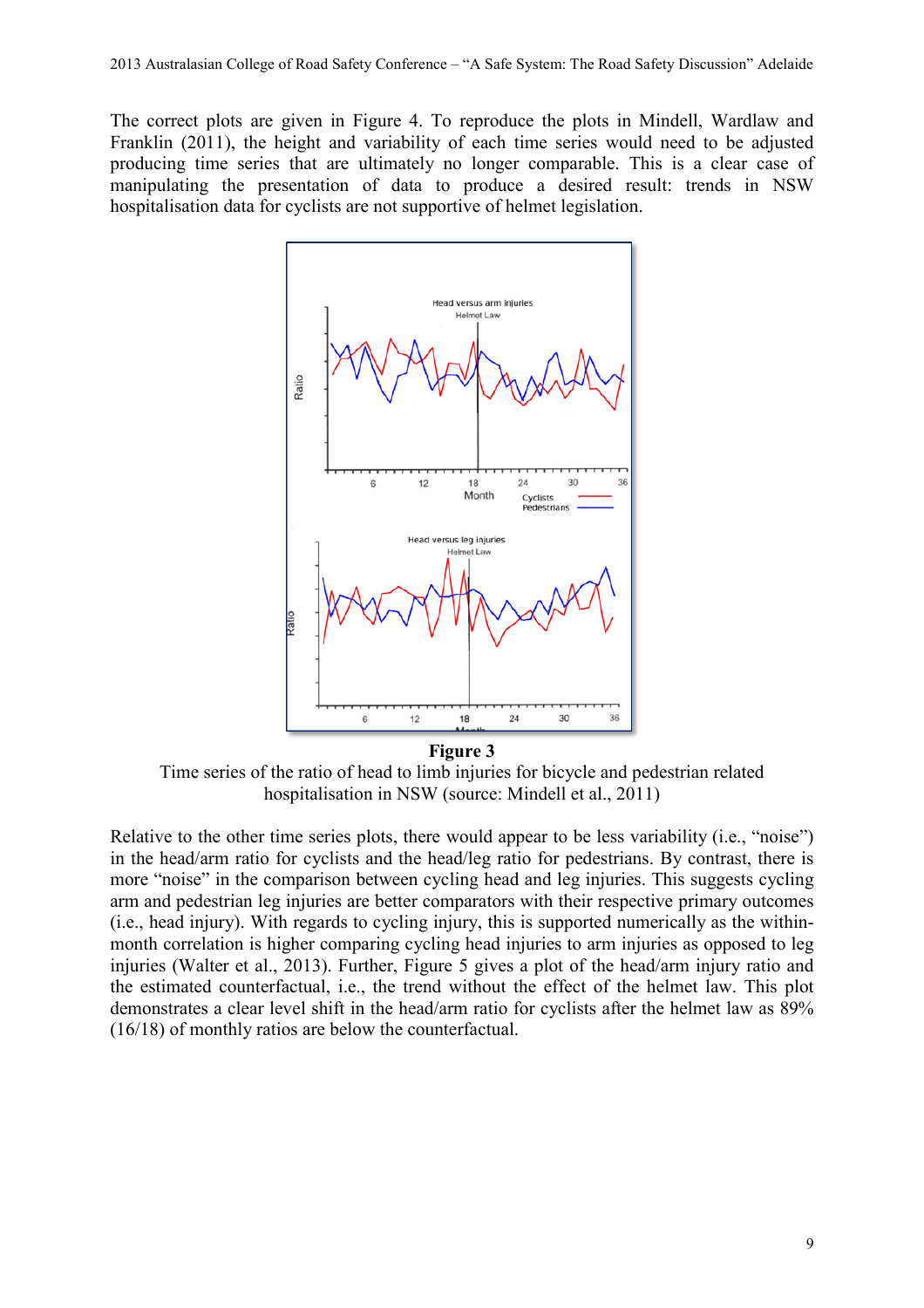The correct plots are given in Figure 4. To reproduce the plots in Mindell, Wardlaw and Franklin (2011), the height and variability of each time series would need to be adjusted producing time series that are ultimately no longer comparable. This is a clear case of manipulating the presentation of data to produce a desired result: trends in NSW hospitalisation data for cyclists are not supportive of helmet legislation.

**Figure 3**

Time series of the ratio of head to limb injuries for bicycle and pedestrian related hospitalisation in NSW (source: Mindell et al., 2011)

Relative to the other time series plots, there would appear to be less variability (i.e., "noise") in the head/arm ratio for cyclists and the head/leg ratio for pedestrians. By contrast, there is more "noise" in the comparison between cycling head and leg injuries. This suggests cycling arm and pedestrian leg injuries are better comparators with their respective primary outcomes (i.e., head injury). With regards to cycling injury, this is supported numerically as the within-month correlation is higher comparing cycling head injuries to arm injuries as opposed to leg injuries (Walter et al., 2013). Further, Figure 5 gives a plot of the head/arm injury ratio and the estimated counterfactual, i.e., the trend without the effect of the helmet law. This plot demonstrates a clear level shift in the head/arm ratio for cyclists after the helmet law as 89% (16/18) of monthly ratios are below the counterfactual.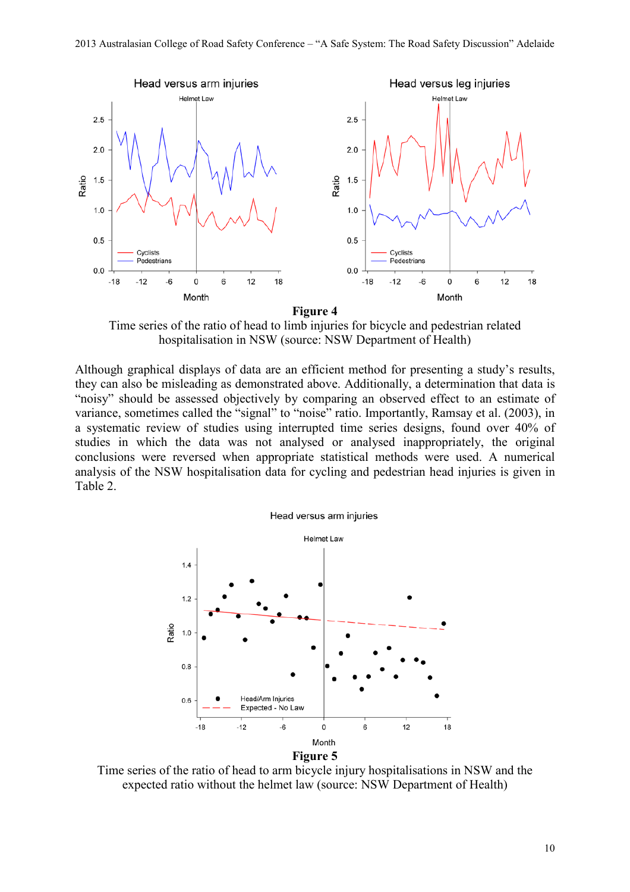**Figure 4**

Time series of the ratio of head to limb injuries for bicycle and pedestrian related hospitalisation in NSW (source: NSW Department of Health)

Although graphical displays of data are an efficient method for presenting a study's results, they can also be misleading as demonstrated above. Additionally, a determination that data is "noisy" should be assessed objectively by comparing an observed effect to an estimate of variance, sometimes called the "signal" to "noise" ratio. Importantly, Ramsay et al. (2003), in a systematic review of studies using interrupted time series designs, found over 40% of studies in which the data was not analysed or analysed inappropriately, the original conclusions were reversed when appropriate statistical methods were used. A numerical analysis of the NSW hospitalisation data for cycling and pedestrian head injuries is given in Table 2.

**Figure 5**

Time series of the ratio of head to arm bicycle injury hospitalisations in NSW and the expected ratio without the helmet law (source: NSW Department of Health)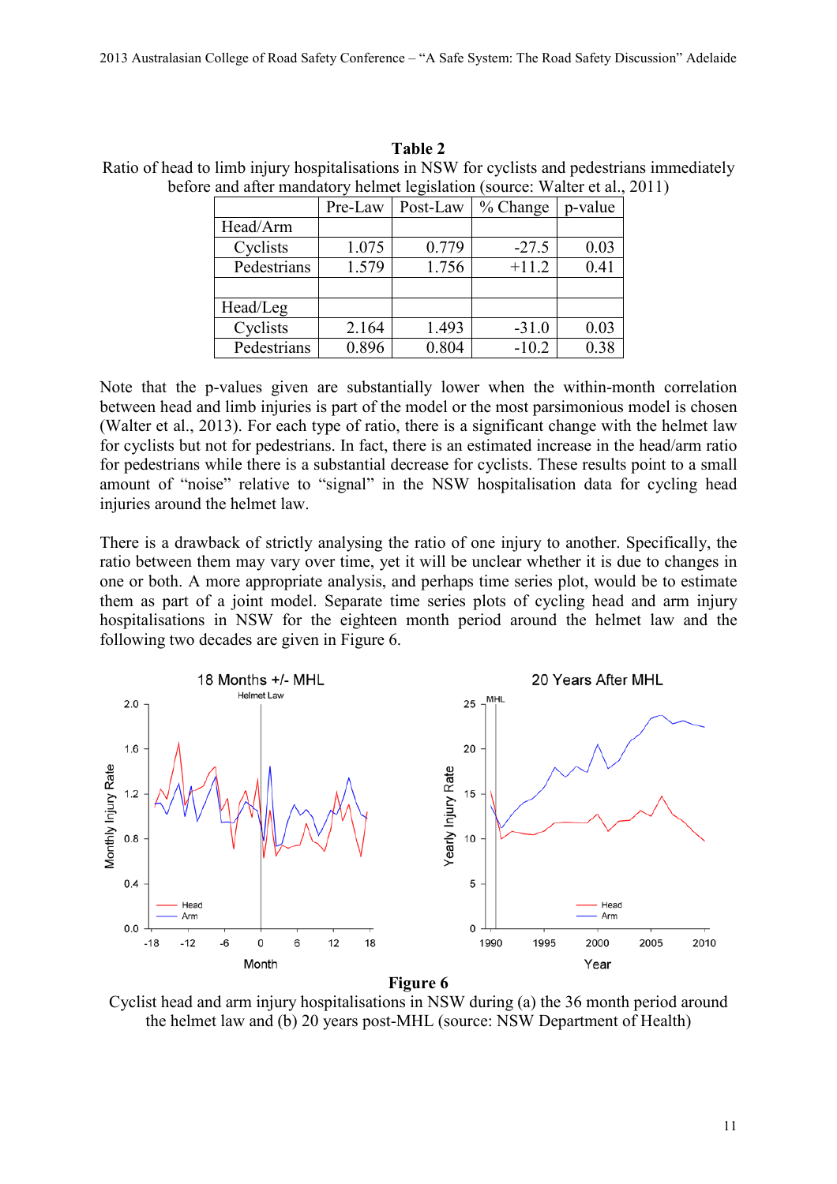**Table 2**

Ratio of head to limb injury hospitalisations in NSW for cyclists and pedestrians immediately before and after mandatory helmet legislation (source: Walter et al., 2011)

| | Pre-Law | Post-Law | % Change | p-value |
|---|---|---|---|---|
| Head/Arm | | | | |
| Cyclists | 1.075 | 0.779 | -27.5 | 0.03 |
| Pedestrians | 1.579 | 1.756 | +11.2 | 0.41 |
| | | | | |
| Head/Leg | | | | |
| Cyclists | 2.164 | 1.493 | -31.0 | 0.03 |
| Pedestrians | 0.896 | 0.804 | -10.2 | 0.38 |

Note that the p-values given are substantially lower when the within-month correlation between head and limb injuries is part of the model or the most parsimonious model is chosen (Walter et al., 2013). For each type of ratio, there is a significant change with the helmet law for cyclists but not for pedestrians. In fact, there is an estimated increase in the head/arm ratio for pedestrians while there is a substantial decrease for cyclists. These results point to a small amount of "noise" relative to "signal" in the NSW hospitalisation data for cycling head injuries around the helmet law.

There is a drawback of strictly analysing the ratio of one injury to another. Specifically, the ratio between them may vary over time, yet it will be unclear whether it is due to changes in one or both. A more appropriate analysis, and perhaps time series plot, would be to estimate them as part of a joint model. Separate time series plots of cycling head and arm injury hospitalisations in NSW for the eighteen month period around the helmet law and the following two decades are given in Figure 6.

**Figure 6**

Cyclist head and arm injury hospitalisations in NSW during (a) the 36 month period around the helmet law and (b) 20 years post-MHL (source: NSW Department of Health)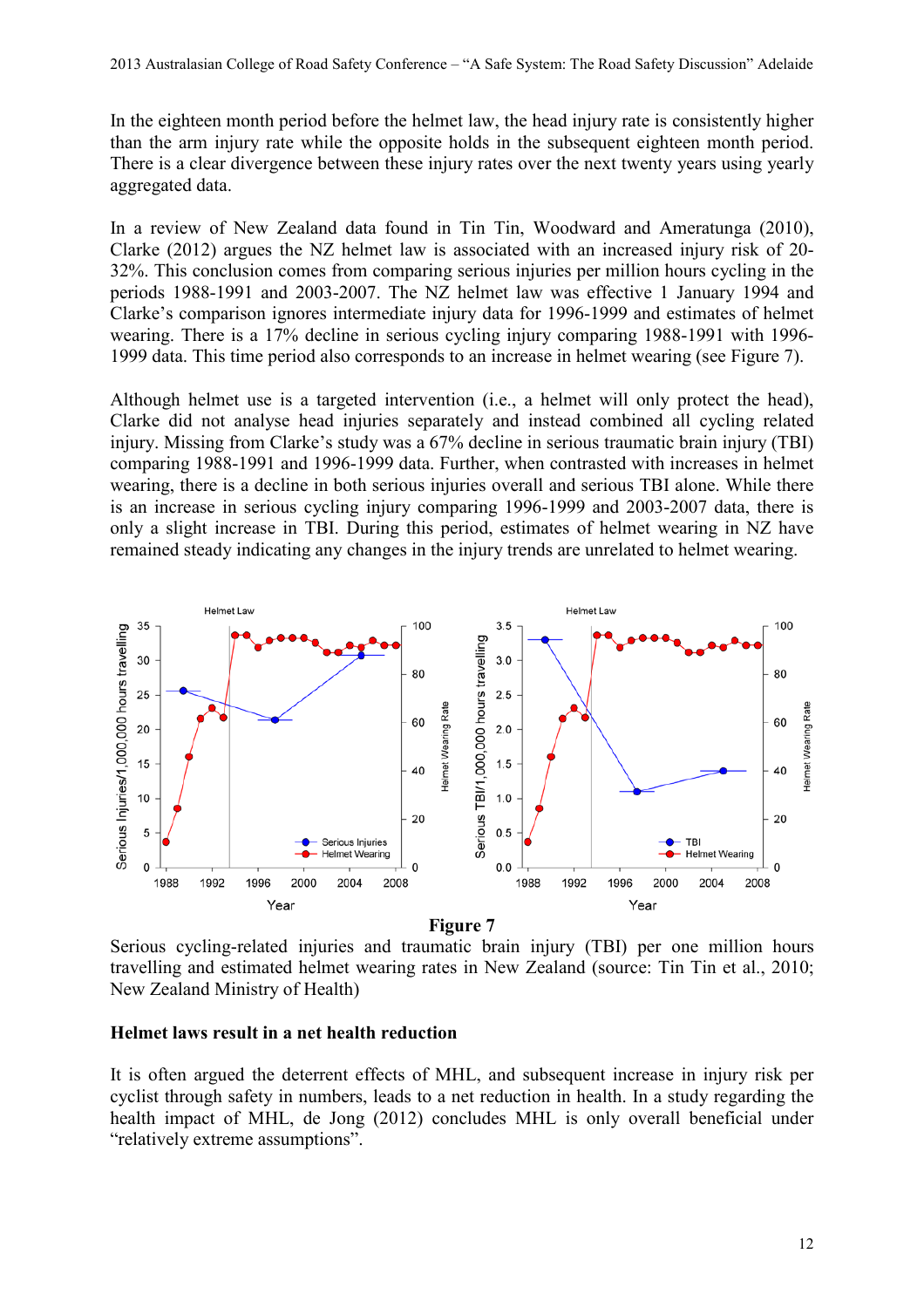In the eighteen month period before the helmet law, the head injury rate is consistently higher than the arm injury rate while the opposite holds in the subsequent eighteen month period. There is a clear divergence between these injury rates over the next twenty years using yearly aggregated data.

In a review of New Zealand data found in Tin Tin, Woodward and Ameratunga (2010), Clarke (2012) argues the NZ helmet law is associated with an increased injury risk of 20-32%. This conclusion comes from comparing serious injuries per million hours cycling in the periods 1988-1991 and 2003-2007. The NZ helmet law was effective 1 January 1994 and Clarke's comparison ignores intermediate injury data for 1996-1999 and estimates of helmet wearing. There is a 17% decline in serious cycling injury comparing 1988-1991 with 1996-1999 data. This time period also corresponds to an increase in helmet wearing (see Figure 7).

Although helmet use is a targeted intervention (i.e., a helmet will only protect the head), Clarke did not analyse head injuries separately and instead combined all cycling related injury. Missing from Clarke's study was a 67% decline in serious traumatic brain injury (TBI) comparing 1988-1991 and 1996-1999 data. Further, when contrasted with increases in helmet wearing, there is a decline in both serious injuries overall and serious TBI alone. While there is an increase in serious cycling injury comparing 1996-1999 and 2003-2007 data, there is only a slight increase in TBI. During this period, estimates of helmet wearing in NZ have remained steady indicating any changes in the injury trends are unrelated to helmet wearing.

**Figure 7**

Serious cycling-related injuries and traumatic brain injury (TBI) per one million hours travelling and estimated helmet wearing rates in New Zealand (source: Tin Tin et al., 2010; New Zealand Ministry of Health)

**Helmet laws result in a net health reduction**

It is often argued the deterrent effects of MHL, and subsequent increase in injury risk per cyclist through safety in numbers, leads to a net reduction in health. In a study regarding the health impact of MHL, de Jong (2012) concludes MHL is only overall beneficial under "relatively extreme assumptions".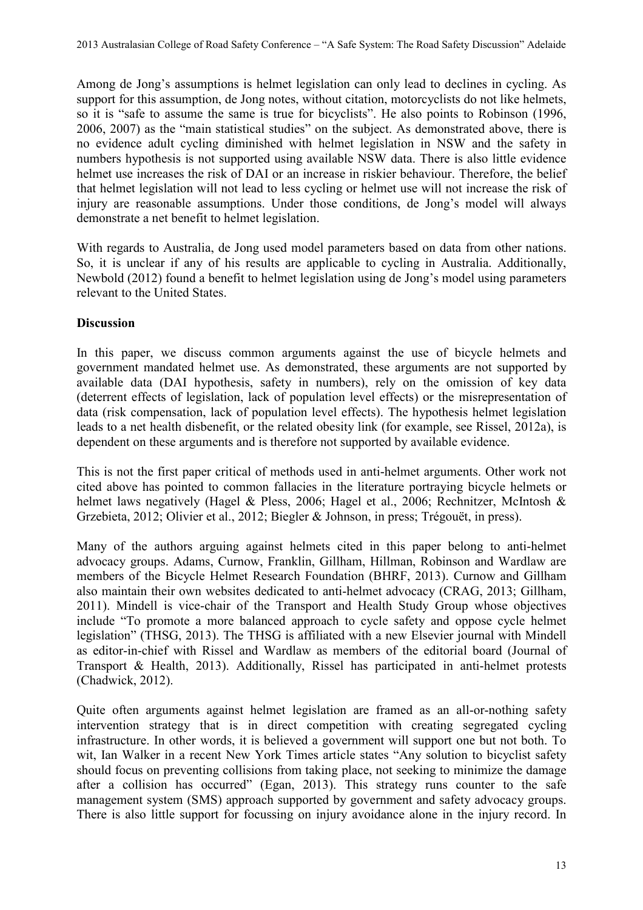Among de Jong's assumptions is helmet legislation can only lead to declines in cycling. As support for this assumption, de Jong notes, without citation, motorcyclists do not like helmets, so it is "safe to assume the same is true for bicyclists". He also points to Robinson (1996, 2006, 2007) as the "main statistical studies" on the subject. As demonstrated above, there is no evidence adult cycling diminished with helmet legislation in NSW and the safety in numbers hypothesis is not supported using available NSW data. There is also little evidence helmet use increases the risk of DAI or an increase in riskier behaviour. Therefore, the belief that helmet legislation will not lead to less cycling or helmet use will not increase the risk of injury are reasonable assumptions. Under those conditions, de Jong's model will always demonstrate a net benefit to helmet legislation.

With regards to Australia, de Jong used model parameters based on data from other nations. So, it is unclear if any of his results are applicable to cycling in Australia. Additionally, Newbold (2012) found a benefit to helmet legislation using de Jong's model using parameters relevant to the United States.

**Discussion**

In this paper, we discuss common arguments against the use of bicycle helmets and government mandated helmet use. As demonstrated, these arguments are not supported by available data (DAI hypothesis, safety in numbers), rely on the omission of key data (deterrent effects of legislation, lack of population level effects) or the misrepresentation of data (risk compensation, lack of population level effects). The hypothesis helmet legislation leads to a net health disbenefit, or the related obesity link (for example, see Rissel, 2012a), is dependent on these arguments and is therefore not supported by available evidence.

This is not the first paper critical of methods used in anti-helmet arguments. Other work not cited above has pointed to common fallacies in the literature portraying bicycle helmets or helmet laws negatively (Hagel & Pless, 2006; Hagel et al., 2006; Rechnitzer, McIntosh & Grzebieta, 2012; Olivier et al., 2012; Biegler & Johnson, in press; Trégouët, in press).

Many of the authors arguing against helmets cited in this paper belong to anti-helmet advocacy groups. Adams, Curnow, Franklin, Gillham, Hillman, Robinson and Wardlaw are members of the Bicycle Helmet Research Foundation (BHRF, 2013). Curnow and Gillham also maintain their own websites dedicated to anti-helmet advocacy (CRAG, 2013; Gillham, 2011). Mindell is vice-chair of the Transport and Health Study Group whose objectives include "To promote a more balanced approach to cycle safety and oppose cycle helmet legislation" (THSG, 2013). The THSG is affiliated with a new Elsevier journal with Mindell as editor-in-chief with Rissel and Wardlaw as members of the editorial board (Journal of Transport & Health, 2013). Additionally, Rissel has participated in anti-helmet protests (Chadwick, 2012).

Quite often arguments against helmet legislation are framed as an all-or-nothing safety intervention strategy that is in direct competition with creating segregated cycling infrastructure. In other words, it is believed a government will support one but not both. To wit, Ian Walker in a recent New York Times article states "Any solution to bicyclist safety should focus on preventing collisions from taking place, not seeking to minimize the damage after a collision has occurred" (Egan, 2013). This strategy runs counter to the safe management system (SMS) approach supported by government and safety advocacy groups. There is also little support for focussing on injury avoidance alone in the injury record. In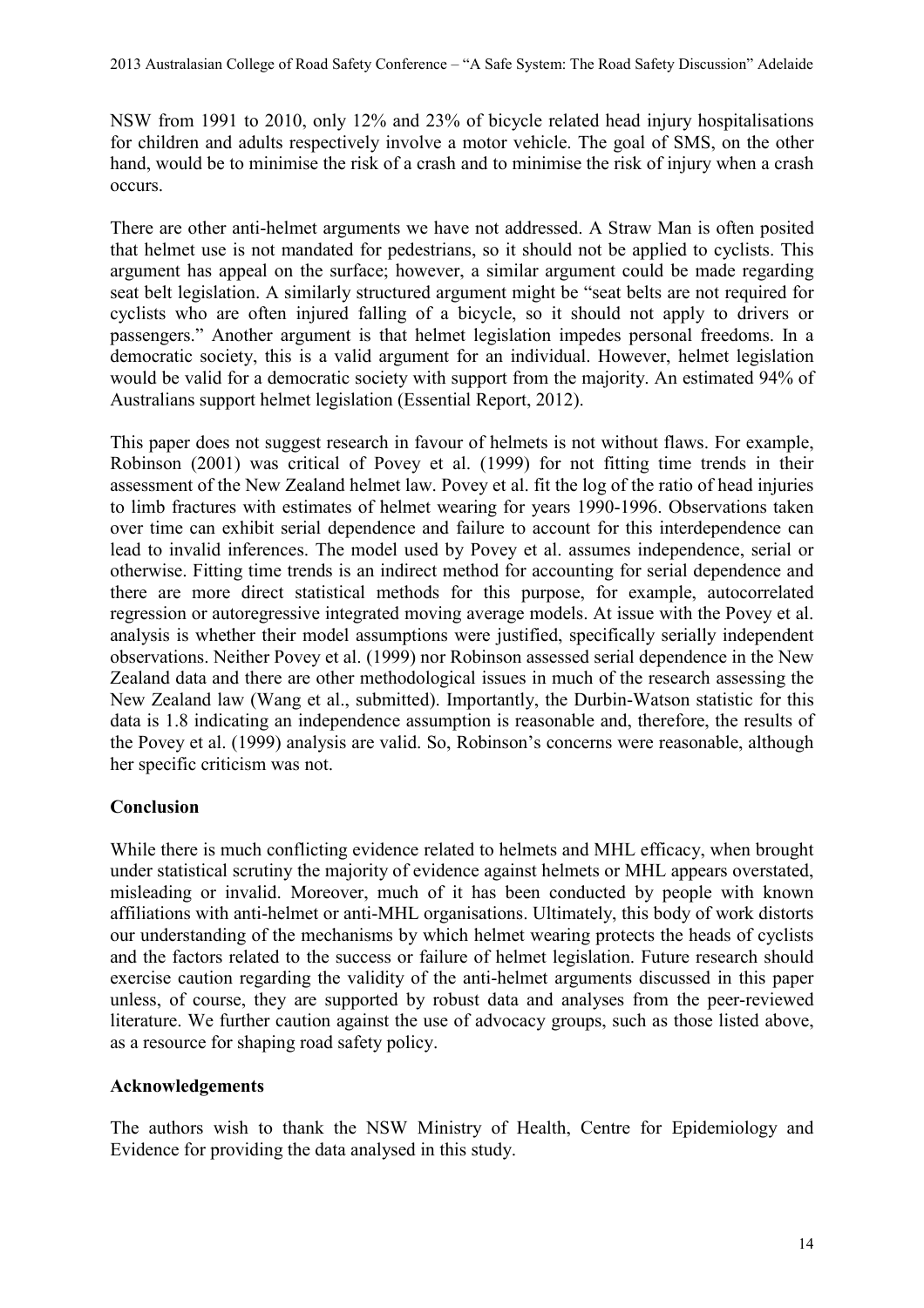NSW from 1991 to 2010, only 12% and 23% of bicycle related head injury hospitalisations for children and adults respectively involve a motor vehicle. The goal of SMS, on the other hand, would be to minimise the risk of a crash and to minimise the risk of injury when a crash occurs.

There are other anti-helmet arguments we have not addressed. A Straw Man is often posited that helmet use is not mandated for pedestrians, so it should not be applied to cyclists. This argument has appeal on the surface; however, a similar argument could be made regarding seat belt legislation. A similarly structured argument might be "seat belts are not required for cyclists who are often injured falling of a bicycle, so it should not apply to drivers or passengers." Another argument is that helmet legislation impedes personal freedoms. In a democratic society, this is a valid argument for an individual. However, helmet legislation would be valid for a democratic society with support from the majority. An estimated 94% of Australians support helmet legislation (Essential Report, 2012).

This paper does not suggest research in favour of helmets is not without flaws. For example, Robinson (2001) was critical of Povey et al. (1999) for not fitting time trends in their assessment of the New Zealand helmet law. Povey et al. fit the log of the ratio of head injuries to limb fractures with estimates of helmet wearing for years 1990-1996. Observations taken over time can exhibit serial dependence and failure to account for this interdependence can lead to invalid inferences. The model used by Povey et al. assumes independence, serial or otherwise. Fitting time trends is an indirect method for accounting for serial dependence and there are more direct statistical methods for this purpose, for example, autocorrelated regression or autoregressive integrated moving average models. At issue with the Povey et al. analysis is whether their model assumptions were justified, specifically serially independent observations. Neither Povey et al. (1999) nor Robinson assessed serial dependence in the New Zealand data and there are other methodological issues in much of the research assessing the New Zealand law (Wang et al., submitted). Importantly, the Durbin-Watson statistic for this data is 1.8 indicating an independence assumption is reasonable and, therefore, the results of the Povey et al. (1999) analysis are valid. So, Robinson's concerns were reasonable, although her specific criticism was not.

## Conclusion

While there is much conflicting evidence related to helmets and MHL efficacy, when brought under statistical scrutiny the majority of evidence against helmets or MHL appears overstated, misleading or invalid. Moreover, much of it has been conducted by people with known affiliations with anti-helmet or anti-MHL organisations. Ultimately, this body of work distorts our understanding of the mechanisms by which helmet wearing protects the heads of cyclists and the factors related to the success or failure of helmet legislation. Future research should exercise caution regarding the validity of the anti-helmet arguments discussed in this paper unless, of course, they are supported by robust data and analyses from the peer-reviewed literature. We further caution against the use of advocacy groups, such as those listed above, as a resource for shaping road safety policy.

## Acknowledgements

The authors wish to thank the NSW Ministry of Health, Centre for Epidemiology and Evidence for providing the data analysed in this study.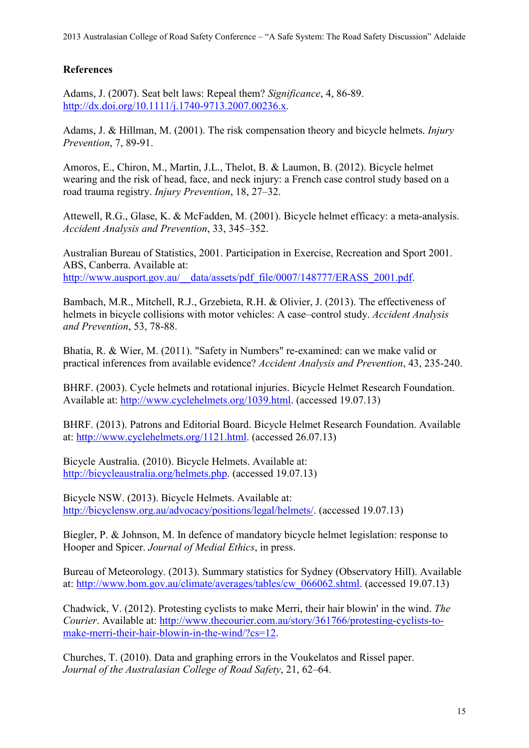**References**

Adams, J. (2007). Seat belt laws: Repeal them? *Significance*, 4, 86-89. http://dx.doi.org/10.1111/j.1740-9713.2007.00236.x.

Adams, J. & Hillman, M. (2001). The risk compensation theory and bicycle helmets. *Injury Prevention*, 7, 89-91.

Amoros, E., Chiron, M., Martin, J.L., Thelot, B. & Laumon, B. (2012). Bicycle helmet wearing and the risk of head, face, and neck injury: a French case control study based on a road trauma registry. *Injury Prevention*, 18, 27–32.

Attewell, R.G., Glase, K. & McFadden, M. (2001). Bicycle helmet efficacy: a meta-analysis. *Accident Analysis and Prevention*, 33, 345–352.

Australian Bureau of Statistics, 2001. Participation in Exercise, Recreation and Sport 2001. ABS, Canberra. Available at: http://www.ausport.gov.au/__data/assets/pdf_file/0007/148777/ERASS_2001.pdf.

Bambach, M.R., Mitchell, R.J., Grzebieta, R.H. & Olivier, J. (2013). The effectiveness of helmets in bicycle collisions with motor vehicles: A case–control study. *Accident Analysis and Prevention*, 53, 78-88.

Bhatia, R. & Wier, M. (2011). "Safety in Numbers" re-examined: can we make valid or practical inferences from available evidence? *Accident Analysis and Prevention*, 43, 235-240.

BHRF. (2003). Cycle helmets and rotational injuries. Bicycle Helmet Research Foundation. Available at: http://www.cyclehelmets.org/1039.html. (accessed 19.07.13)

BHRF. (2013). Patrons and Editorial Board. Bicycle Helmet Research Foundation. Available at: http://www.cyclehelmets.org/1121.html. (accessed 26.07.13)

Bicycle Australia. (2010). Bicycle Helmets. Available at: http://bicycleaustralia.org/helmets.php. (accessed 19.07.13)

Bicycle NSW. (2013). Bicycle Helmets. Available at: http://bicyclensw.org.au/advocacy/positions/legal/helmets/. (accessed 19.07.13)

Biegler, P. & Johnson, M. In defence of mandatory bicycle helmet legislation: response to Hooper and Spicer. *Journal of Medial Ethics*, in press.

Bureau of Meteorology. (2013). Summary statistics for Sydney (Observatory Hill). Available at: http://www.bom.gov.au/climate/averages/tables/cw_066062.shtml. (accessed 19.07.13)

Chadwick, V. (2012). Protesting cyclists to make Merri, their hair blowin' in the wind. *The Courier*. Available at: http://www.thecourier.com.au/story/361766/protesting-cyclists-to-make-merri-their-hair-blowin-in-the-wind/?cs=12.

Churches, T. (2010). Data and graphing errors in the Voukelatos and Rissel paper. *Journal of the Australasian College of Road Safety*, 21, 62–64.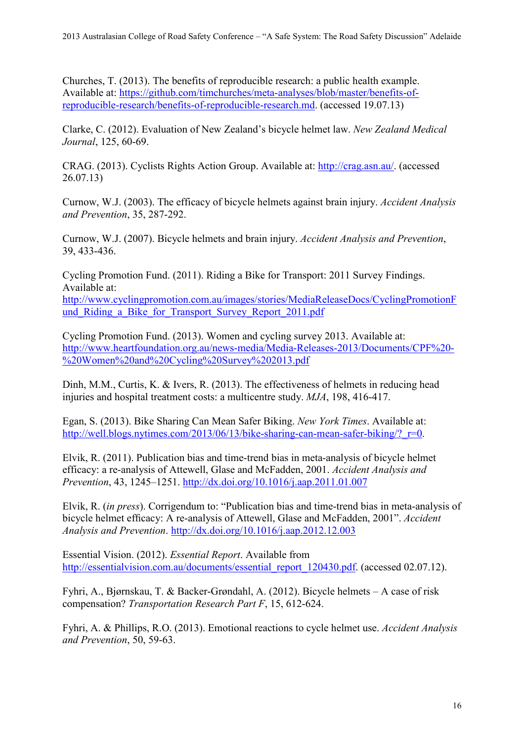Churches, T. (2013). The benefits of reproducible research: a public health example. Available at: [https://github.com/timchurches/meta-analyses/blob/master/benefits-of-reproducible-research/benefits-of-reproducible-research.md](https://github.com/timchurches/meta-analyses/blob/master/benefits-of-reproducible-research/benefits-of-reproducible-research.md). (accessed 19.07.13)

Clarke, C. (2012). Evaluation of New Zealand's bicycle helmet law. *New Zealand Medical Journal*, 125, 60-69.

CRAG. (2013). Cyclists Rights Action Group. Available at: [http://crag.asn.au/](http://crag.asn.au/). (accessed 26.07.13)

Curnow, W.J. (2003). The efficacy of bicycle helmets against brain injury. *Accident Analysis and Prevention*, 35, 287-292.

Curnow, W.J. (2007). Bicycle helmets and brain injury. *Accident Analysis and Prevention*, 39, 433-436.

Cycling Promotion Fund. (2011). Riding a Bike for Transport: 2011 Survey Findings. Available at:
[http://www.cyclingpromotion.com.au/images/stories/MediaReleaseDocs/CyclingPromotionFund_Riding_a_Bike_for_Transport_Survey_Report_2011.pdf](http://www.cyclingpromotion.com.au/images/stories/MediaReleaseDocs/CyclingPromotionFund_Riding_a_Bike_for_Transport_Survey_Report_2011.pdf)

Cycling Promotion Fund. (2013). Women and cycling survey 2013. Available at: [http://www.heartfoundation.org.au/news-media/Media-Releases-2013/Documents/CPF%20-%20Women%20and%20Cycling%20Survey%202013.pdf](http://www.heartfoundation.org.au/news-media/Media-Releases-2013/Documents/CPF%20-%20Women%20and%20Cycling%20Survey%202013.pdf)

Dinh, M.M., Curtis, K. & Ivers, R. (2013). The effectiveness of helmets in reducing head injuries and hospital treatment costs: a multicentre study. *MJA*, 198, 416-417.

Egan, S. (2013). Bike Sharing Can Mean Safer Biking. *New York Times*. Available at: [http://well.blogs.nytimes.com/2013/06/13/bike-sharing-can-mean-safer-biking/?_r=0](http://well.blogs.nytimes.com/2013/06/13/bike-sharing-can-mean-safer-biking/?_r=0).

Elvik, R. (2011). Publication bias and time-trend bias in meta-analysis of bicycle helmet efficacy: a re-analysis of Attewell, Glase and McFadden, 2001. *Accident Analysis and Prevention*, 43, 1245–1251. [http://dx.doi.org/10.1016/j.aap.2011.01.007](http://dx.doi.org/10.1016/j.aap.2011.01.007)

Elvik, R. (*in press*). Corrigendum to: "Publication bias and time-trend bias in meta-analysis of bicycle helmet efficacy: A re-analysis of Attewell, Glase and McFadden, 2001". *Accident Analysis and Prevention*. [http://dx.doi.org/10.1016/j.aap.2012.12.003](http://dx.doi.org/10.1016/j.aap.2012.12.003)

Essential Vision. (2012). *Essential Report*. Available from [http://essentialvision.com.au/documents/essential_report_120430.pdf](http://essentialvision.com.au/documents/essential_report_120430.pdf). (accessed 02.07.12).

Fyhri, A., Bjørnskau, T. & Backer-Grøndahl, A. (2012). Bicycle helmets – A case of risk compensation? *Transportation Research Part F*, 15, 612-624.

Fyhri, A. & Phillips, R.O. (2013). Emotional reactions to cycle helmet use. *Accident Analysis and Prevention*, 50, 59-63.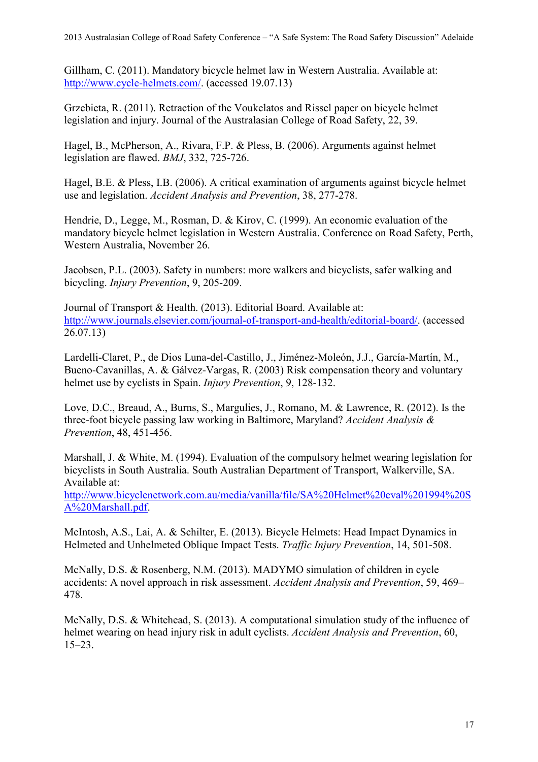Gillham, C. (2011). Mandatory bicycle helmet law in Western Australia. Available at: [http://www.cycle-helmets.com/](http://www.cycle-helmets.com/). (accessed 19.07.13)

Grzebieta, R. (2011). Retraction of the Voukelatos and Rissel paper on bicycle helmet legislation and injury. Journal of the Australasian College of Road Safety, 22, 39.

Hagel, B., McPherson, A., Rivara, F.P. & Pless, B. (2006). Arguments against helmet legislation are flawed. *BMJ*, 332, 725-726.

Hagel, B.E. & Pless, I.B. (2006). A critical examination of arguments against bicycle helmet use and legislation. *Accident Analysis and Prevention*, 38, 277-278.

Hendrie, D., Legge, M., Rosman, D. & Kirov, C. (1999). An economic evaluation of the mandatory bicycle helmet legislation in Western Australia. Conference on Road Safety, Perth, Western Australia, November 26.

Jacobsen, P.L. (2003). Safety in numbers: more walkers and bicyclists, safer walking and bicycling. *Injury Prevention*, 9, 205-209.

Journal of Transport & Health. (2013). Editorial Board. Available at: [http://www.journals.elsevier.com/journal-of-transport-and-health/editorial-board/](http://www.journals.elsevier.com/journal-of-transport-and-health/editorial-board/). (accessed 26.07.13)

Lardelli-Claret, P., de Dios Luna-del-Castillo, J., Jiménez-Moleón, J.J., García-Martín, M., Bueno-Cavanillas, A. & Gálvez-Vargas, R. (2003) Risk compensation theory and voluntary helmet use by cyclists in Spain. *Injury Prevention*, 9, 128-132.

Love, D.C., Breaud, A., Burns, S., Margulies, J., Romano, M. & Lawrence, R. (2012). Is the three-foot bicycle passing law working in Baltimore, Maryland? *Accident Analysis & Prevention*, 48, 451-456.

Marshall, J. & White, M. (1994). Evaluation of the compulsory helmet wearing legislation for bicyclists in South Australia. South Australian Department of Transport, Walkerville, SA. Available at: [http://www.bicyclenetwork.com.au/media/vanilla/file/SA%20Helmet%20eval%201994%20SA%20Marshall.pdf](http://www.bicyclenetwork.com.au/media/vanilla/file/SA%20Helmet%20eval%201994%20SA%20Marshall.pdf).

McIntosh, A.S., Lai, A. & Schilter, E. (2013). Bicycle Helmets: Head Impact Dynamics in Helmeted and Unhelmeted Oblique Impact Tests. *Traffic Injury Prevention*, 14, 501-508.

McNally, D.S. & Rosenberg, N.M. (2013). MADYMO simulation of children in cycle accidents: A novel approach in risk assessment. *Accident Analysis and Prevention*, 59, 469–478.

McNally, D.S. & Whitehead, S. (2013). A computational simulation study of the influence of helmet wearing on head injury risk in adult cyclists. *Accident Analysis and Prevention*, 60, 15–23.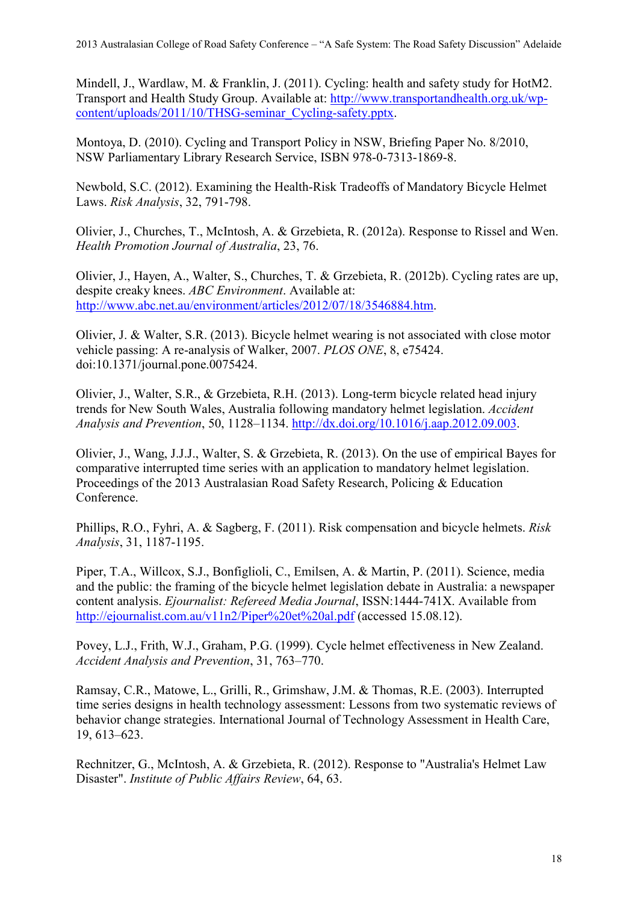Mindell, J., Wardlaw, M. & Franklin, J. (2011). Cycling: health and safety study for HotM2. Transport and Health Study Group. Available at: http://www.transportandhealth.org.uk/wp-content/uploads/2011/10/THSG-seminar_Cycling-safety.pptx.

Montoya, D. (2010). Cycling and Transport Policy in NSW, Briefing Paper No. 8/2010, NSW Parliamentary Library Research Service, ISBN 978-0-7313-1869-8.

Newbold, S.C. (2012). Examining the Health-Risk Tradeoffs of Mandatory Bicycle Helmet Laws. *Risk Analysis*, 32, 791-798.

Olivier, J., Churches, T., McIntosh, A. & Grzebieta, R. (2012a). Response to Rissel and Wen. *Health Promotion Journal of Australia*, 23, 76.

Olivier, J., Hayen, A., Walter, S., Churches, T. & Grzebieta, R. (2012b). Cycling rates are up, despite creaky knees. *ABC Environment*. Available at: http://www.abc.net.au/environment/articles/2012/07/18/3546884.htm.

Olivier, J. & Walter, S.R. (2013). Bicycle helmet wearing is not associated with close motor vehicle passing: A re-analysis of Walker, 2007. *PLOS ONE*, 8, e75424. doi:10.1371/journal.pone.0075424.

Olivier, J., Walter, S.R., & Grzebieta, R.H. (2013). Long-term bicycle related head injury trends for New South Wales, Australia following mandatory helmet legislation. *Accident Analysis and Prevention*, 50, 1128–1134. http://dx.doi.org/10.1016/j.aap.2012.09.003.

Olivier, J., Wang, J.J.J., Walter, S. & Grzebieta, R. (2013). On the use of empirical Bayes for comparative interrupted time series with an application to mandatory helmet legislation. Proceedings of the 2013 Australasian Road Safety Research, Policing & Education Conference.

Phillips, R.O., Fyhri, A. & Sagberg, F. (2011). Risk compensation and bicycle helmets. *Risk Analysis*, 31, 1187-1195.

Piper, T.A., Willcox, S.J., Bonfiglioli, C., Emilsen, A. & Martin, P. (2011). Science, media and the public: the framing of the bicycle helmet legislation debate in Australia: a newspaper content analysis. *Ejournalist: Refereed Media Journal*, ISSN:1444-741X. Available from http://ejournalist.com.au/v11n2/Piper%20et%20al.pdf (accessed 15.08.12).

Povey, L.J., Frith, W.J., Graham, P.G. (1999). Cycle helmet effectiveness in New Zealand. *Accident Analysis and Prevention*, 31, 763–770.

Ramsay, C.R., Matowe, L., Grilli, R., Grimshaw, J.M. & Thomas, R.E. (2003). Interrupted time series designs in health technology assessment: Lessons from two systematic reviews of behavior change strategies. International Journal of Technology Assessment in Health Care, 19, 613–623.

Rechnitzer, G., McIntosh, A. & Grzebieta, R. (2012). Response to "Australia's Helmet Law Disaster". *Institute of Public Affairs Review*, 64, 63.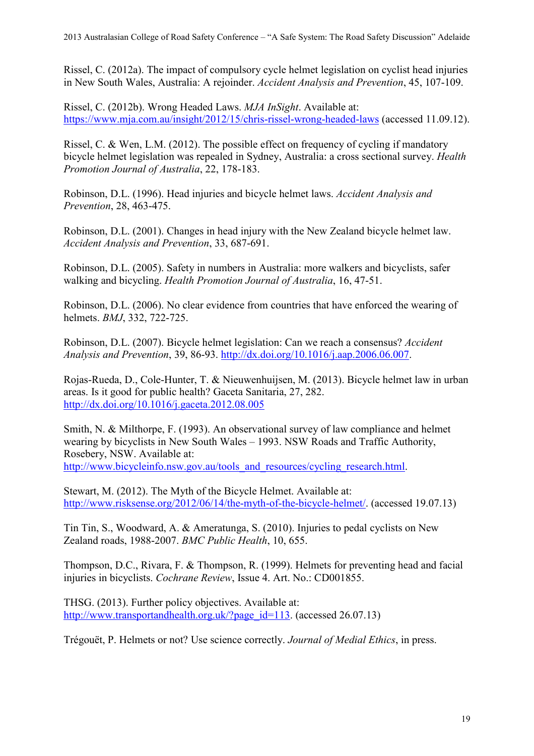Rissel, C. (2012a). The impact of compulsory cycle helmet legislation on cyclist head injuries in New South Wales, Australia: A rejoinder. *Accident Analysis and Prevention*, 45, 107-109.

Rissel, C. (2012b). Wrong Headed Laws. *MJA InSight*. Available at: https://www.mja.com.au/insight/2012/15/chris-rissel-wrong-headed-laws (accessed 11.09.12).

Rissel, C. & Wen, L.M. (2012). The possible effect on frequency of cycling if mandatory bicycle helmet legislation was repealed in Sydney, Australia: a cross sectional survey. *Health Promotion Journal of Australia*, 22, 178-183.

Robinson, D.L. (1996). Head injuries and bicycle helmet laws. *Accident Analysis and Prevention*, 28, 463-475.

Robinson, D.L. (2001). Changes in head injury with the New Zealand bicycle helmet law. *Accident Analysis and Prevention*, 33, 687-691.

Robinson, D.L. (2005). Safety in numbers in Australia: more walkers and bicyclists, safer walking and bicycling. *Health Promotion Journal of Australia*, 16, 47-51.

Robinson, D.L. (2006). No clear evidence from countries that have enforced the wearing of helmets. *BMJ*, 332, 722-725.

Robinson, D.L. (2007). Bicycle helmet legislation: Can we reach a consensus? *Accident Analysis and Prevention*, 39, 86-93. http://dx.doi.org/10.1016/j.aap.2006.06.007.

Rojas-Rueda, D., Cole-Hunter, T. & Nieuwenhuijsen, M. (2013). Bicycle helmet law in urban areas. Is it good for public health? Gaceta Sanitaria, 27, 282. http://dx.doi.org/10.1016/j.gaceta.2012.08.005

Smith, N. & Milthorpe, F. (1993). An observational survey of law compliance and helmet wearing by bicyclists in New South Wales – 1993. NSW Roads and Traffic Authority, Rosebery, NSW. Available at: http://www.bicycleinfo.nsw.gov.au/tools_and_resources/cycling_research.html.

Stewart, M. (2012). The Myth of the Bicycle Helmet. Available at: http://www.risksense.org/2012/06/14/the-myth-of-the-bicycle-helmet/. (accessed 19.07.13)

Tin Tin, S., Woodward, A. & Ameratunga, S. (2010). Injuries to pedal cyclists on New Zealand roads, 1988-2007. *BMC Public Health*, 10, 655.

Thompson, D.C., Rivara, F. & Thompson, R. (1999). Helmets for preventing head and facial injuries in bicyclists. *Cochrane Review*, Issue 4. Art. No.: CD001855.

THSG. (2013). Further policy objectives. Available at: http://www.transportandhealth.org.uk/?page_id=113. (accessed 26.07.13)

Trégouët, P. Helmets or not? Use science correctly. *Journal of Medial Ethics*, in press.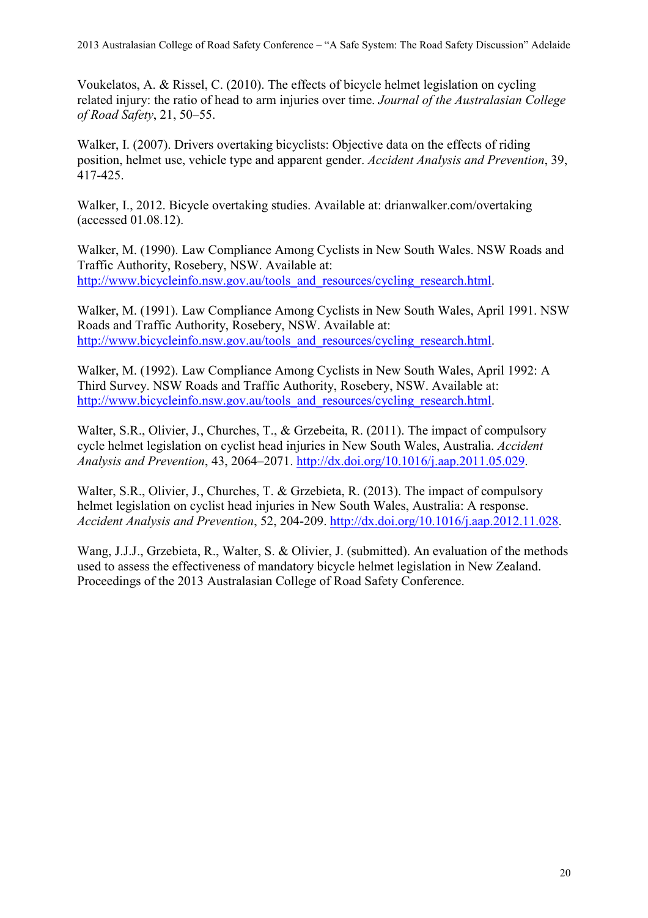Voukelatos, A. & Rissel, C. (2010). The effects of bicycle helmet legislation on cycling related injury: the ratio of head to arm injuries over time. *Journal of the Australasian College of Road Safety*, 21, 50–55.

Walker, I. (2007). Drivers overtaking bicyclists: Objective data on the effects of riding position, helmet use, vehicle type and apparent gender. *Accident Analysis and Prevention*, 39, 417-425.

Walker, I., 2012. Bicycle overtaking studies. Available at: drianwalker.com/overtaking (accessed 01.08.12).

Walker, M. (1990). Law Compliance Among Cyclists in New South Wales. NSW Roads and Traffic Authority, Rosebery, NSW. Available at: http://www.bicycleinfo.nsw.gov.au/tools_and_resources/cycling_research.html.

Walker, M. (1991). Law Compliance Among Cyclists in New South Wales, April 1991. NSW Roads and Traffic Authority, Rosebery, NSW. Available at: http://www.bicycleinfo.nsw.gov.au/tools_and_resources/cycling_research.html.

Walker, M. (1992). Law Compliance Among Cyclists in New South Wales, April 1992: A Third Survey. NSW Roads and Traffic Authority, Rosebery, NSW. Available at: http://www.bicycleinfo.nsw.gov.au/tools_and_resources/cycling_research.html.

Walter, S.R., Olivier, J., Churches, T., & Grzebeita, R. (2011). The impact of compulsory cycle helmet legislation on cyclist head injuries in New South Wales, Australia. *Accident Analysis and Prevention*, 43, 2064–2071. http://dx.doi.org/10.1016/j.aap.2011.05.029.

Walter, S.R., Olivier, J., Churches, T. & Grzebieta, R. (2013). The impact of compulsory helmet legislation on cyclist head injuries in New South Wales, Australia: A response. *Accident Analysis and Prevention*, 52, 204-209. http://dx.doi.org/10.1016/j.aap.2012.11.028.

Wang, J.J.J., Grzebieta, R., Walter, S. & Olivier, J. (submitted). An evaluation of the methods used to assess the effectiveness of mandatory bicycle helmet legislation in New Zealand. Proceedings of the 2013 Australasian College of Road Safety Conference.